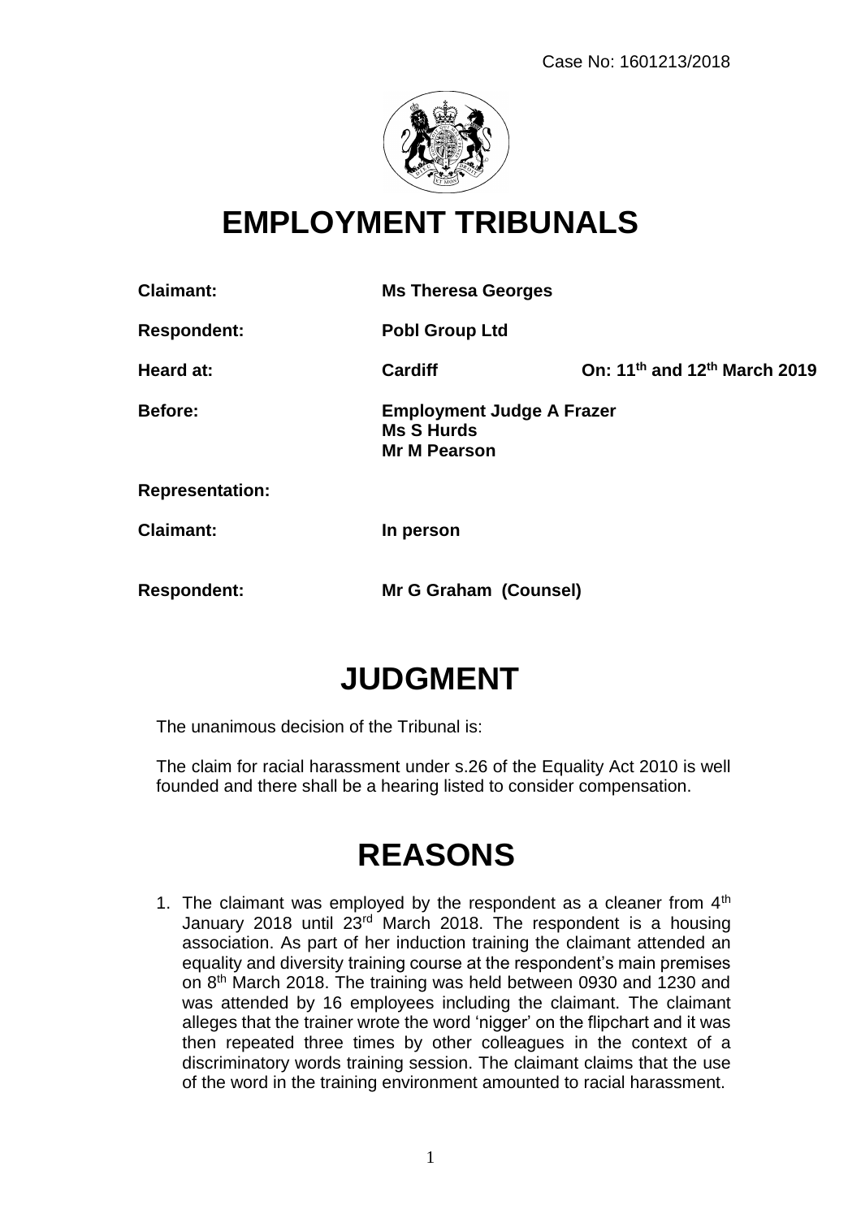Case No: 1601213/2018

# EMPLOYMENT TRIBUNALS

| | | |
|---|---|---|
| **Claimant:** | **Ms Theresa Georges** | |
| **Respondent:** | **Pobl Group Ltd** | |
| **Heard at:** | **Cardiff** | **On: 11th and 12th March 2019** |
| **Before:** | **Employment Judge A Frazer**<br>**Ms S Hurds**<br>**Mr M Pearson** | |

**Representation:**

| | |
|---|---|
| **Claimant:** | **In person** |
| **Respondent:** | **Mr G Graham (Counsel)** |

# JUDGMENT

The unanimous decision of the Tribunal is:

The claim for racial harassment under s.26 of the Equality Act 2010 is well founded and there shall be a hearing listed to consider compensation.

# REASONS

1. The claimant was employed by the respondent as a cleaner from 4th January 2018 until 23rd March 2018. The respondent is a housing association. As part of her induction training the claimant attended an equality and diversity training course at the respondent's main premises on 8th March 2018. The training was held between 0930 and 1230 and was attended by 16 employees including the claimant. The claimant alleges that the trainer wrote the word 'nigger' on the flipchart and it was then repeated three times by other colleagues in the context of a discriminatory words training session. The claimant claims that the use of the word in the training environment amounted to racial harassment.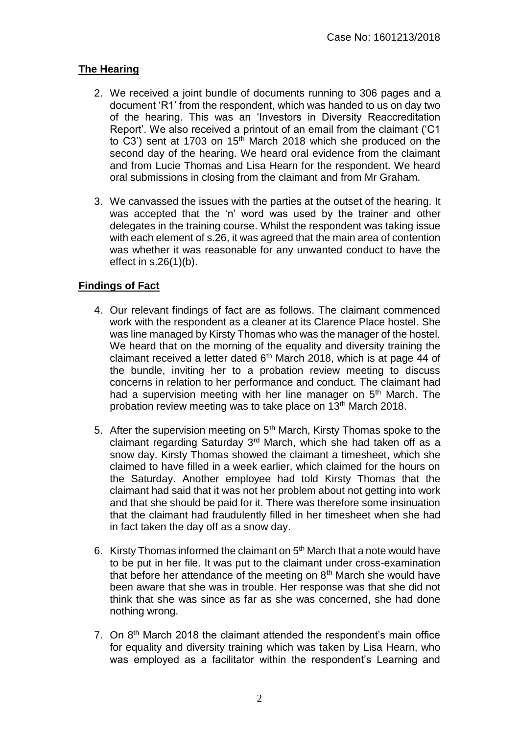## The Hearing

2. We received a joint bundle of documents running to 306 pages and a document 'R1' from the respondent, which was handed to us on day two of the hearing. This was an 'Investors in Diversity Reaccreditation Report'. We also received a printout of an email from the claimant ('C1 to C3') sent at 1703 on 15th March 2018 which she produced on the second day of the hearing. We heard oral evidence from the claimant and from Lucie Thomas and Lisa Hearn for the respondent. We heard oral submissions in closing from the claimant and from Mr Graham.

3. We canvassed the issues with the parties at the outset of the hearing. It was accepted that the 'n' word was used by the trainer and other delegates in the training course. Whilst the respondent was taking issue with each element of s.26, it was agreed that the main area of contention was whether it was reasonable for any unwanted conduct to have the effect in s.26(1)(b).

## Findings of Fact

4. Our relevant findings of fact are as follows. The claimant commenced work with the respondent as a cleaner at its Clarence Place hostel. She was line managed by Kirsty Thomas who was the manager of the hostel. We heard that on the morning of the equality and diversity training the claimant received a letter dated 6th March 2018, which is at page 44 of the bundle, inviting her to a probation review meeting to discuss concerns in relation to her performance and conduct. The claimant had had a supervision meeting with her line manager on 5th March. The probation review meeting was to take place on 13th March 2018.

5. After the supervision meeting on 5th March, Kirsty Thomas spoke to the claimant regarding Saturday 3rd March, which she had taken off as a snow day. Kirsty Thomas showed the claimant a timesheet, which she claimed to have filled in a week earlier, which claimed for the hours on the Saturday. Another employee had told Kirsty Thomas that the claimant had said that it was not her problem about not getting into work and that she should be paid for it. There was therefore some insinuation that the claimant had fraudulently filled in her timesheet when she had in fact taken the day off as a snow day.

6. Kirsty Thomas informed the claimant on 5th March that a note would have to be put in her file. It was put to the claimant under cross-examination that before her attendance of the meeting on 8th March she would have been aware that she was in trouble. Her response was that she did not think that she was since as far as she was concerned, she had done nothing wrong.

7. On 8th March 2018 the claimant attended the respondent's main office for equality and diversity training which was taken by Lisa Hearn, who was employed as a facilitator within the respondent's Learning and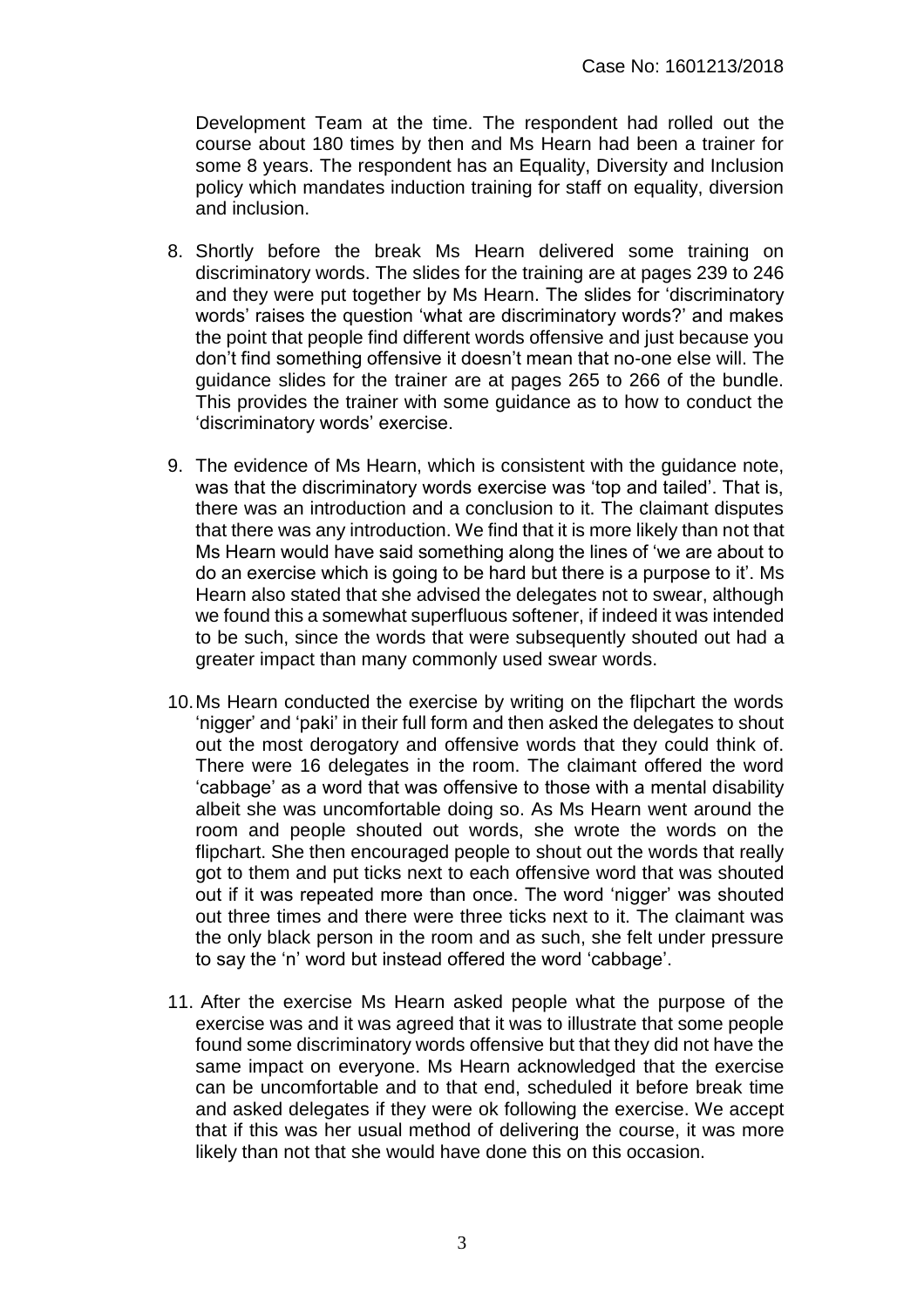Development Team at the time. The respondent had rolled out the course about 180 times by then and Ms Hearn had been a trainer for some 8 years. The respondent has an Equality, Diversity and Inclusion policy which mandates induction training for staff on equality, diversion and inclusion.

8. Shortly before the break Ms Hearn delivered some training on discriminatory words. The slides for the training are at pages 239 to 246 and they were put together by Ms Hearn. The slides for 'discriminatory words' raises the question 'what are discriminatory words?' and makes the point that people find different words offensive and just because you don't find something offensive it doesn't mean that no-one else will. The guidance slides for the trainer are at pages 265 to 266 of the bundle. This provides the trainer with some guidance as to how to conduct the 'discriminatory words' exercise.

9. The evidence of Ms Hearn, which is consistent with the guidance note, was that the discriminatory words exercise was 'top and tailed'. That is, there was an introduction and a conclusion to it. The claimant disputes that there was any introduction. We find that it is more likely than not that Ms Hearn would have said something along the lines of 'we are about to do an exercise which is going to be hard but there is a purpose to it'. Ms Hearn also stated that she advised the delegates not to swear, although we found this a somewhat superfluous softener, if indeed it was intended to be such, since the words that were subsequently shouted out had a greater impact than many commonly used swear words.

10. Ms Hearn conducted the exercise by writing on the flipchart the words 'nigger' and 'paki' in their full form and then asked the delegates to shout out the most derogatory and offensive words that they could think of. There were 16 delegates in the room. The claimant offered the word 'cabbage' as a word that was offensive to those with a mental disability albeit she was uncomfortable doing so. As Ms Hearn went around the room and people shouted out words, she wrote the words on the flipchart. She then encouraged people to shout out the words that really got to them and put ticks next to each offensive word that was shouted out if it was repeated more than once. The word 'nigger' was shouted out three times and there were three ticks next to it. The claimant was the only black person in the room and as such, she felt under pressure to say the 'n' word but instead offered the word 'cabbage'.

11. After the exercise Ms Hearn asked people what the purpose of the exercise was and it was agreed that it was to illustrate that some people found some discriminatory words offensive but that they did not have the same impact on everyone. Ms Hearn acknowledged that the exercise can be uncomfortable and to that end, scheduled it before break time and asked delegates if they were ok following the exercise. We accept that if this was her usual method of delivering the course, it was more likely than not that she would have done this on this occasion.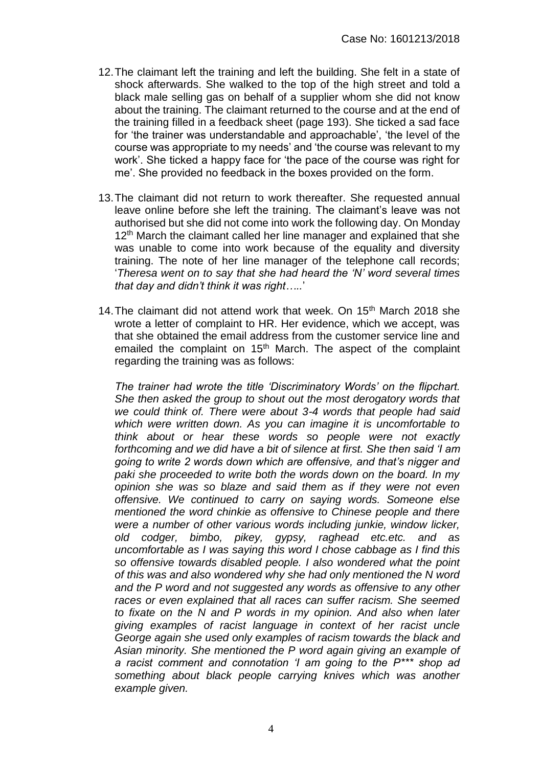12. The claimant left the training and left the building. She felt in a state of shock afterwards. She walked to the top of the high street and told a black male selling gas on behalf of a supplier whom she did not know about the training. The claimant returned to the course and at the end of the training filled in a feedback sheet (page 193). She ticked a sad face for 'the trainer was understandable and approachable', 'the level of the course was appropriate to my needs' and 'the course was relevant to my work'. She ticked a happy face for 'the pace of the course was right for me'. She provided no feedback in the boxes provided on the form.

13. The claimant did not return to work thereafter. She requested annual leave online before she left the training. The claimant's leave was not authorised but she did not come into work the following day. On Monday 12th March the claimant called her line manager and explained that she was unable to come into work because of the equality and diversity training. The note of her line manager of the telephone call records; '*Theresa went on to say that she had heard the 'N' word several times that day and didn't think it was right…..*'

14. The claimant did not attend work that week. On 15th March 2018 she wrote a letter of complaint to HR. Her evidence, which we accept, was that she obtained the email address from the customer service line and emailed the complaint on 15th March. The aspect of the complaint regarding the training was as follows:

    *The trainer had wrote the title 'Discriminatory Words' on the flipchart. She then asked the group to shout out the most derogatory words that we could think of. There were about 3-4 words that people had said which were written down. As you can imagine it is uncomfortable to think about or hear these words so people were not exactly forthcoming and we did have a bit of silence at first. She then said 'I am going to write 2 words down which are offensive, and that's nigger and paki she proceeded to write both the words down on the board. In my opinion she was so blaze and said them as if they were not even offensive. We continued to carry on saying words. Someone else mentioned the word chinkie as offensive to Chinese people and there were a number of other various words including junkie, window licker, old codger, bimbo, pikey, gypsy, raghead etc.etc. and as uncomfortable as I was saying this word I chose cabbage as I find this so offensive towards disabled people. I also wondered what the point of this was and also wondered why she had only mentioned the N word and the P word and not suggested any words as offensive to any other races or even explained that all races can suffer racism. She seemed to fixate on the N and P words in my opinion. And also when later giving examples of racist language in context of her racist uncle George again she used only examples of racism towards the black and Asian minority. She mentioned the P word again giving an example of a racist comment and connotation 'I am going to the P*** shop ad something about black people carrying knives which was another example given.*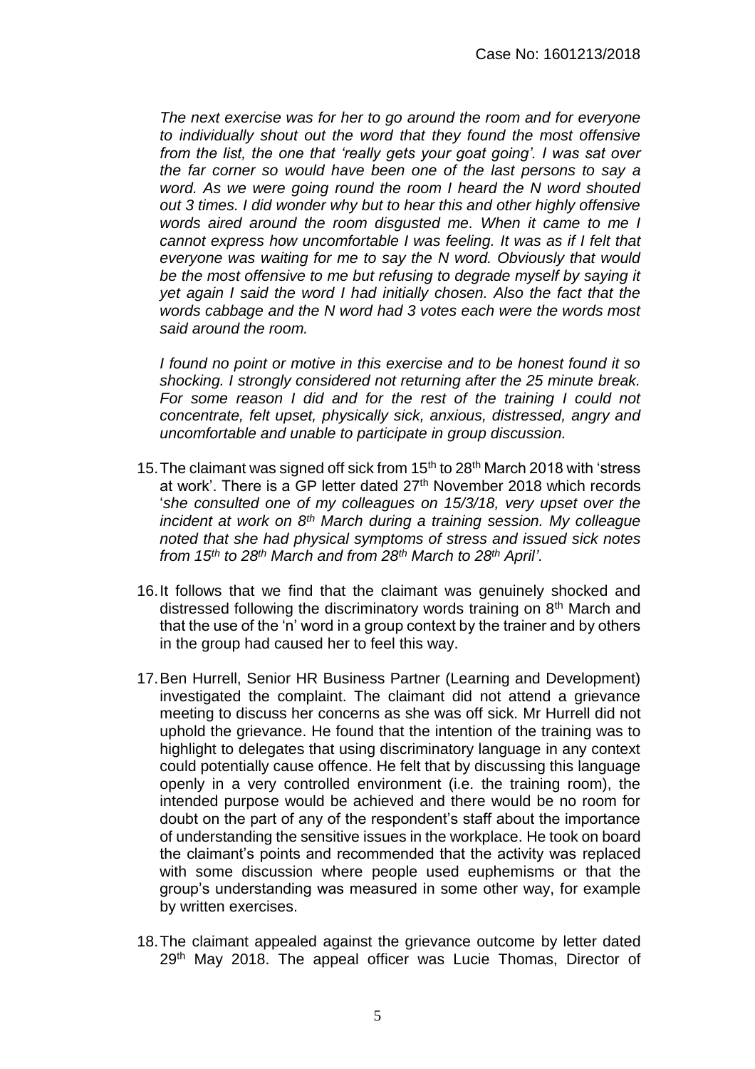*The next exercise was for her to go around the room and for everyone to individually shout out the word that they found the most offensive from the list, the one that 'really gets your goat going'. I was sat over the far corner so would have been one of the last persons to say a word. As we were going round the room I heard the N word shouted out 3 times. I did wonder why but to hear this and other highly offensive words aired around the room disgusted me. When it came to me I cannot express how uncomfortable I was feeling. It was as if I felt that everyone was waiting for me to say the N word. Obviously that would be the most offensive to me but refusing to degrade myself by saying it yet again I said the word I had initially chosen. Also the fact that the words cabbage and the N word had 3 votes each were the words most said around the room.*

*I found no point or motive in this exercise and to be honest found it so shocking. I strongly considered not returning after the 25 minute break. For some reason I did and for the rest of the training I could not concentrate, felt upset, physically sick, anxious, distressed, angry and uncomfortable and unable to participate in group discussion.*

15. The claimant was signed off sick from 15th to 28th March 2018 with 'stress at work'. There is a GP letter dated 27th November 2018 which records '*she consulted one of my colleagues on 15/3/18, very upset over the incident at work on 8th March during a training session. My colleague noted that she had physical symptoms of stress and issued sick notes from 15th to 28th March and from 28th March to 28th April'*.

16. It follows that we find that the claimant was genuinely shocked and distressed following the discriminatory words training on 8th March and that the use of the 'n' word in a group context by the trainer and by others in the group had caused her to feel this way.

17. Ben Hurrell, Senior HR Business Partner (Learning and Development) investigated the complaint. The claimant did not attend a grievance meeting to discuss her concerns as she was off sick. Mr Hurrell did not uphold the grievance. He found that the intention of the training was to highlight to delegates that using discriminatory language in any context could potentially cause offence. He felt that by discussing this language openly in a very controlled environment (i.e. the training room), the intended purpose would be achieved and there would be no room for doubt on the part of any of the respondent's staff about the importance of understanding the sensitive issues in the workplace. He took on board the claimant's points and recommended that the activity was replaced with some discussion where people used euphemisms or that the group's understanding was measured in some other way, for example by written exercises.

18. The claimant appealed against the grievance outcome by letter dated 29th May 2018. The appeal officer was Lucie Thomas, Director of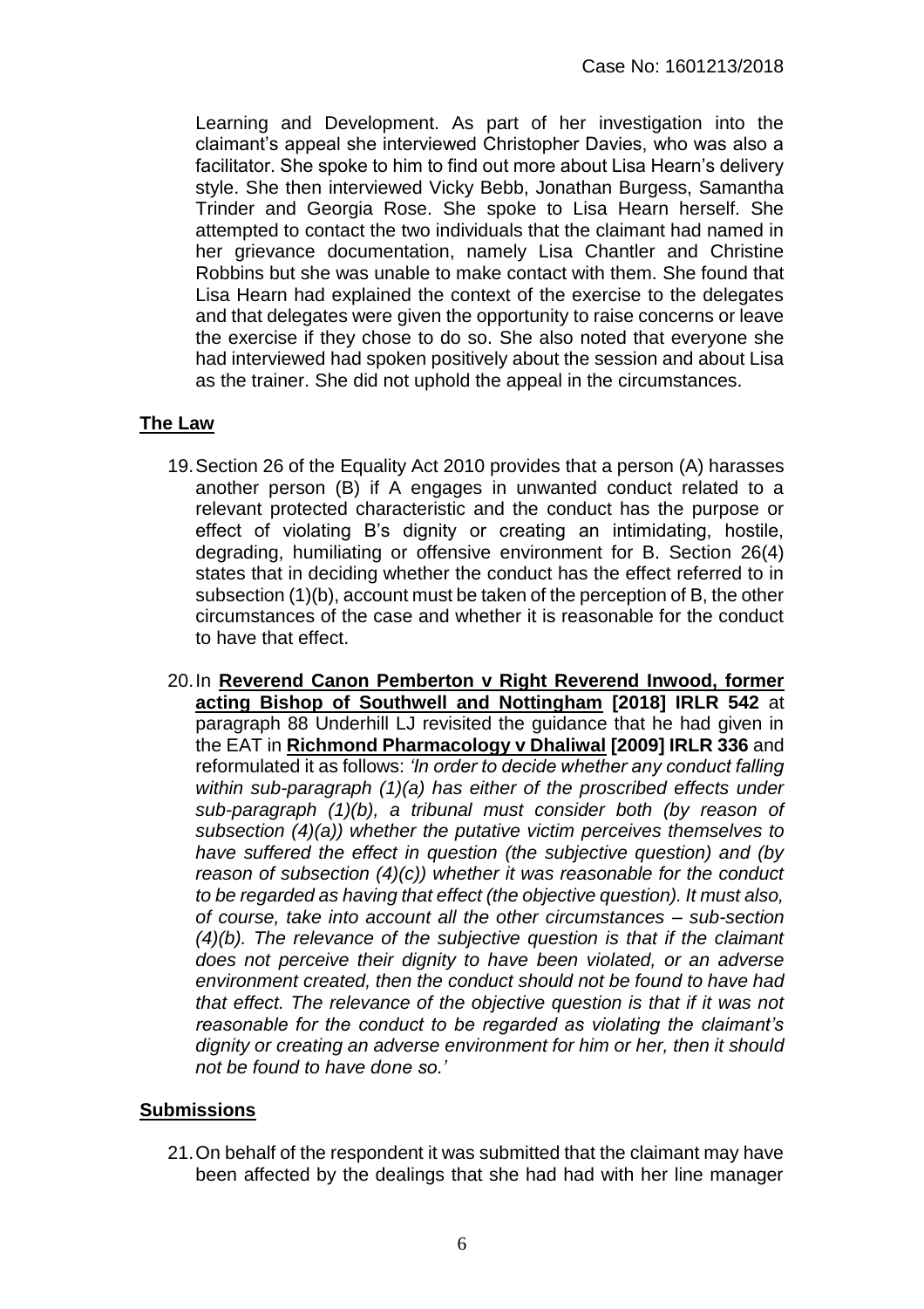Learning and Development. As part of her investigation into the claimant's appeal she interviewed Christopher Davies, who was also a facilitator. She spoke to him to find out more about Lisa Hearn's delivery style. She then interviewed Vicky Bebb, Jonathan Burgess, Samantha Trinder and Georgia Rose. She spoke to Lisa Hearn herself. She attempted to contact the two individuals that the claimant had named in her grievance documentation, namely Lisa Chantler and Christine Robbins but she was unable to make contact with them. She found that Lisa Hearn had explained the context of the exercise to the delegates and that delegates were given the opportunity to raise concerns or leave the exercise if they chose to do so. She also noted that everyone she had interviewed had spoken positively about the session and about Lisa as the trainer. She did not uphold the appeal in the circumstances.

## The Law

19. Section 26 of the Equality Act 2010 provides that a person (A) harasses another person (B) if A engages in unwanted conduct related to a relevant protected characteristic and the conduct has the purpose or effect of violating B's dignity or creating an intimidating, hostile, degrading, humiliating or offensive environment for B. Section 26(4) states that in deciding whether the conduct has the effect referred to in subsection (1)(b), account must be taken of the perception of B, the other circumstances of the case and whether it is reasonable for the conduct to have that effect.

20. In **Reverend Canon Pemberton v Right Reverend Inwood, former acting Bishop of Southwell and Nottingham [2018] IRLR 542** at paragraph 88 Underhill LJ revisited the guidance that he had given in the EAT in **Richmond Pharmacology v Dhaliwal [2009] IRLR 336** and reformulated it as follows: *'In order to decide whether any conduct falling within sub-paragraph (1)(a) has either of the proscribed effects under sub-paragraph (1)(b), a tribunal must consider both (by reason of subsection (4)(a)) whether the putative victim perceives themselves to have suffered the effect in question (the subjective question) and (by reason of subsection (4)(c)) whether it was reasonable for the conduct to be regarded as having that effect (the objective question). It must also, of course, take into account all the other circumstances – sub-section (4)(b). The relevance of the subjective question is that if the claimant does not perceive their dignity to have been violated, or an adverse environment created, then the conduct should not be found to have had that effect. The relevance of the objective question is that if it was not reasonable for the conduct to be regarded as violating the claimant's dignity or creating an adverse environment for him or her, then it should not be found to have done so.'*

## Submissions

21. On behalf of the respondent it was submitted that the claimant may have been affected by the dealings that she had had with her line manager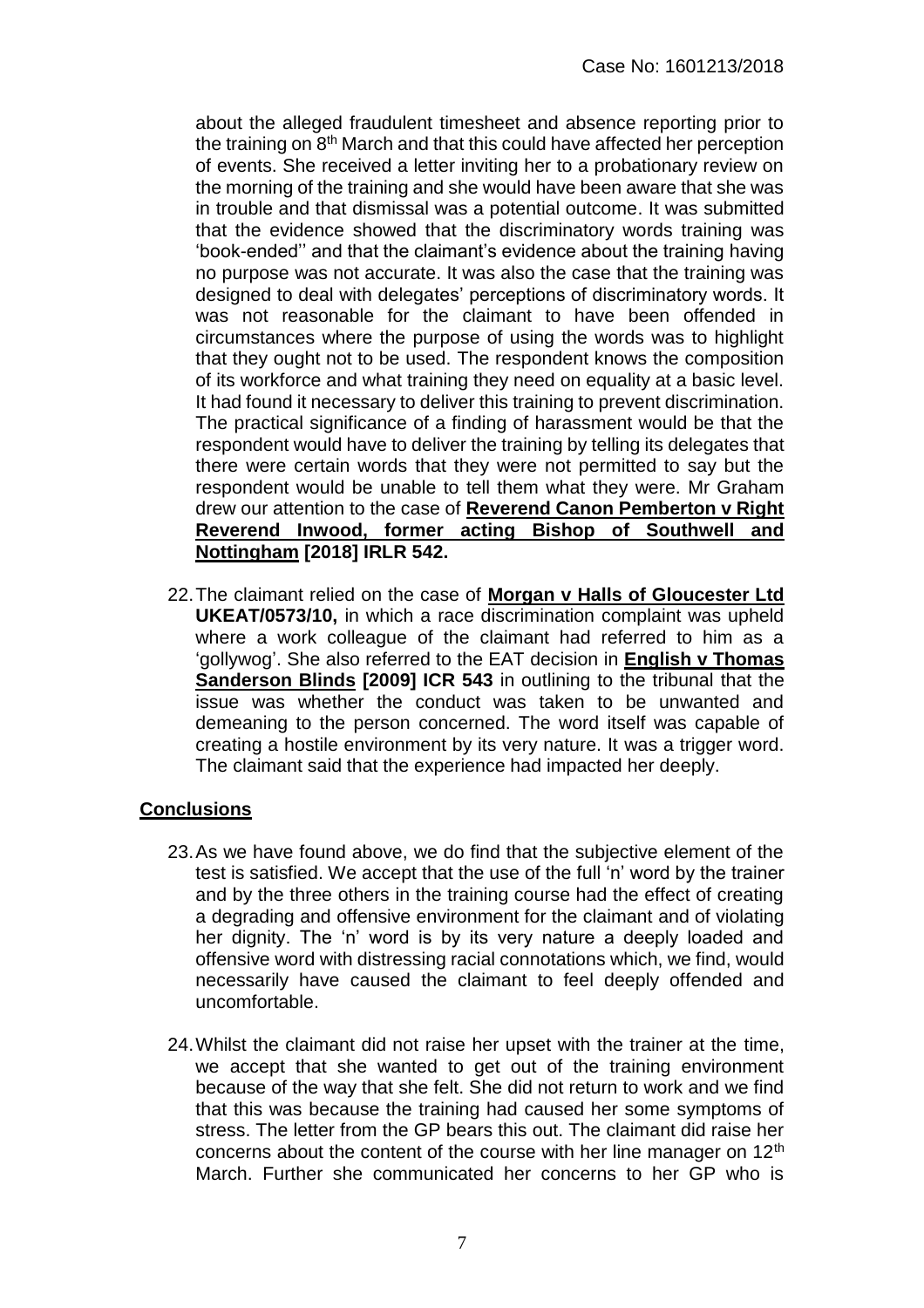about the alleged fraudulent timesheet and absence reporting prior to the training on 8th March and that this could have affected her perception of events. She received a letter inviting her to a probationary review on the morning of the training and she would have been aware that she was in trouble and that dismissal was a potential outcome. It was submitted that the evidence showed that the discriminatory words training was 'book-ended'' and that the claimant's evidence about the training having no purpose was not accurate. It was also the case that the training was designed to deal with delegates' perceptions of discriminatory words. It was not reasonable for the claimant to have been offended in circumstances where the purpose of using the words was to highlight that they ought not to be used. The respondent knows the composition of its workforce and what training they need on equality at a basic level. It had found it necessary to deliver this training to prevent discrimination. The practical significance of a finding of harassment would be that the respondent would have to deliver the training by telling its delegates that there were certain words that they were not permitted to say but the respondent would be unable to tell them what they were. Mr Graham drew our attention to the case of **Reverend Canon Pemberton v Right Reverend Inwood, former acting Bishop of Southwell and Nottingham [2018] IRLR 542.**

22. The claimant relied on the case of **Morgan v Halls of Gloucester Ltd UKEAT/0573/10,** in which a race discrimination complaint was upheld where a work colleague of the claimant had referred to him as a 'gollywog'. She also referred to the EAT decision in **English v Thomas Sanderson Blinds [2009] ICR 543** in outlining to the tribunal that the issue was whether the conduct was taken to be unwanted and demeaning to the person concerned. The word itself was capable of creating a hostile environment by its very nature. It was a trigger word. The claimant said that the experience had impacted her deeply.

## Conclusions

23. As we have found above, we do find that the subjective element of the test is satisfied. We accept that the use of the full 'n' word by the trainer and by the three others in the training course had the effect of creating a degrading and offensive environment for the claimant and of violating her dignity. The 'n' word is by its very nature a deeply loaded and offensive word with distressing racial connotations which, we find, would necessarily have caused the claimant to feel deeply offended and uncomfortable.

24. Whilst the claimant did not raise her upset with the trainer at the time, we accept that she wanted to get out of the training environment because of the way that she felt. She did not return to work and we find that this was because the training had caused her some symptoms of stress. The letter from the GP bears this out. The claimant did raise her concerns about the content of the course with her line manager on 12th March. Further she communicated her concerns to her GP who is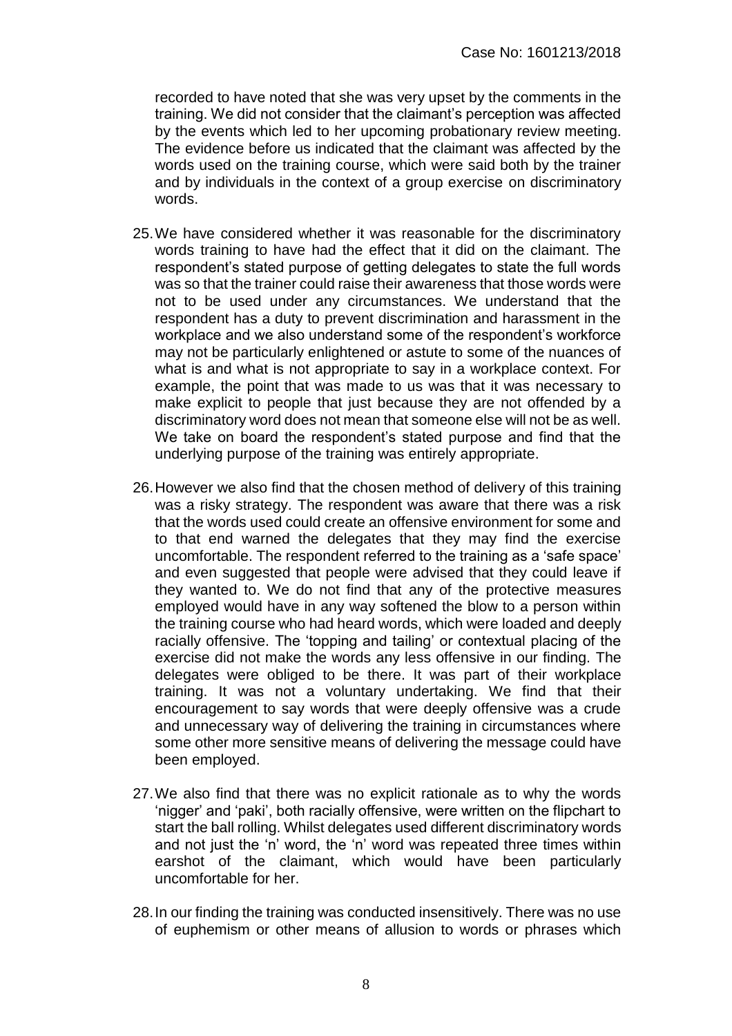recorded to have noted that she was very upset by the comments in the training. We did not consider that the claimant's perception was affected by the events which led to her upcoming probationary review meeting. The evidence before us indicated that the claimant was affected by the words used on the training course, which were said both by the trainer and by individuals in the context of a group exercise on discriminatory words.

25. We have considered whether it was reasonable for the discriminatory words training to have had the effect that it did on the claimant. The respondent's stated purpose of getting delegates to state the full words was so that the trainer could raise their awareness that those words were not to be used under any circumstances. We understand that the respondent has a duty to prevent discrimination and harassment in the workplace and we also understand some of the respondent's workforce may not be particularly enlightened or astute to some of the nuances of what is and what is not appropriate to say in a workplace context. For example, the point that was made to us was that it was necessary to make explicit to people that just because they are not offended by a discriminatory word does not mean that someone else will not be as well. We take on board the respondent's stated purpose and find that the underlying purpose of the training was entirely appropriate.

26. However we also find that the chosen method of delivery of this training was a risky strategy. The respondent was aware that there was a risk that the words used could create an offensive environment for some and to that end warned the delegates that they may find the exercise uncomfortable. The respondent referred to the training as a 'safe space' and even suggested that people were advised that they could leave if they wanted to. We do not find that any of the protective measures employed would have in any way softened the blow to a person within the training course who had heard words, which were loaded and deeply racially offensive. The 'topping and tailing' or contextual placing of the exercise did not make the words any less offensive in our finding. The delegates were obliged to be there. It was part of their workplace training. It was not a voluntary undertaking. We find that their encouragement to say words that were deeply offensive was a crude and unnecessary way of delivering the training in circumstances where some other more sensitive means of delivering the message could have been employed.

27. We also find that there was no explicit rationale as to why the words 'nigger' and 'paki', both racially offensive, were written on the flipchart to start the ball rolling. Whilst delegates used different discriminatory words and not just the 'n' word, the 'n' word was repeated three times within earshot of the claimant, which would have been particularly uncomfortable for her.

28. In our finding the training was conducted insensitively. There was no use of euphemism or other means of allusion to words or phrases which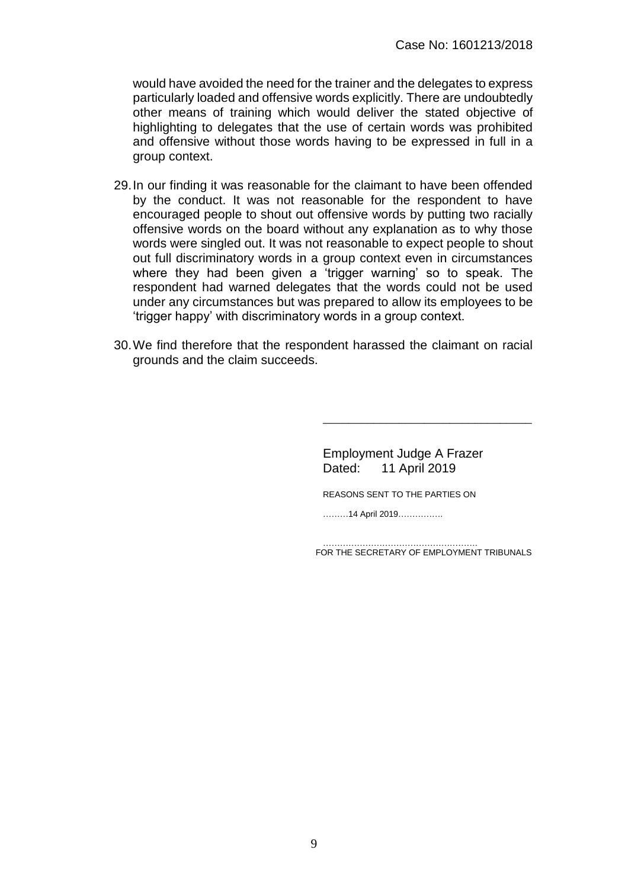would have avoided the need for the trainer and the delegates to express particularly loaded and offensive words explicitly. There are undoubtedly other means of training which would deliver the stated objective of highlighting to delegates that the use of certain words was prohibited and offensive without those words having to be expressed in full in a group context.

29. In our finding it was reasonable for the claimant to have been offended by the conduct. It was not reasonable for the respondent to have encouraged people to shout out offensive words by putting two racially offensive words on the board without any explanation as to why those words were singled out. It was not reasonable to expect people to shout out full discriminatory words in a group context even in circumstances where they had been given a 'trigger warning' so to speak. The respondent had warned delegates that the words could not be used under any circumstances but was prepared to allow its employees to be 'trigger happy' with discriminatory words in a group context.

30. We find therefore that the respondent harassed the claimant on racial grounds and the claim succeeds.

\_\_\_\_\_\_\_\_\_\_\_\_\_\_\_\_\_\_\_\_\_\_\_\_\_\_\_\_\_\_

Employment Judge A Frazer
Dated: 11 April 2019

REASONS SENT TO THE PARTIES ON

………14 April 2019…………….

……………………………………………….
FOR THE SECRETARY OF EMPLOYMENT TRIBUNALS